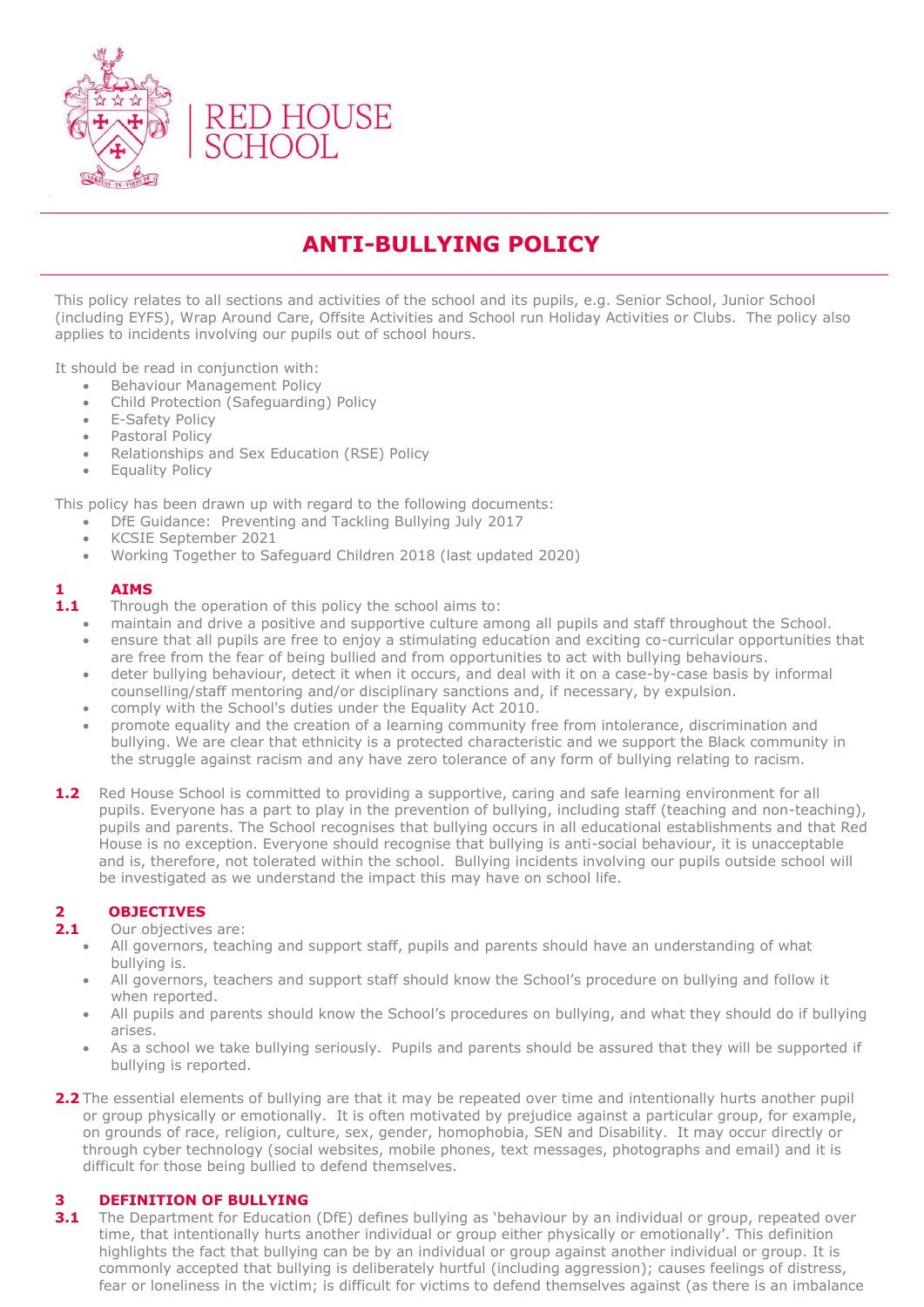RED HOUSE SCHOOL

# ANTI-BULLYING POLICY

This policy relates to all sections and activities of the school and its pupils, e.g. Senior School, Junior School (including EYFS), Wrap Around Care, Offsite Activities and School run Holiday Activities or Clubs. The policy also applies to incidents involving our pupils out of school hours.

It should be read in conjunction with:

- Behaviour Management Policy
- Child Protection (Safeguarding) Policy
- E-Safety Policy
- Pastoral Policy
- Relationships and Sex Education (RSE) Policy
- Equality Policy

This policy has been drawn up with regard to the following documents:

- DfE Guidance: Preventing and Tackling Bullying July 2017
- KCSIE September 2021
- Working Together to Safeguard Children 2018 (last updated 2020)

## 1 AIMS

**1.1** Through the operation of this policy the school aims to:

- maintain and drive a positive and supportive culture among all pupils and staff throughout the School.
- ensure that all pupils are free to enjoy a stimulating education and exciting co-curricular opportunities that are free from the fear of being bullied and from opportunities to act with bullying behaviours.
- deter bullying behaviour, detect it when it occurs, and deal with it on a case-by-case basis by informal counselling/staff mentoring and/or disciplinary sanctions and, if necessary, by expulsion.
- comply with the School's duties under the Equality Act 2010.
- promote equality and the creation of a learning community free from intolerance, discrimination and bullying. We are clear that ethnicity is a protected characteristic and we support the Black community in the struggle against racism and any have zero tolerance of any form of bullying relating to racism.

**1.2** Red House School is committed to providing a supportive, caring and safe learning environment for all pupils. Everyone has a part to play in the prevention of bullying, including staff (teaching and non-teaching), pupils and parents. The School recognises that bullying occurs in all educational establishments and that Red House is no exception. Everyone should recognise that bullying is anti-social behaviour, it is unacceptable and is, therefore, not tolerated within the school. Bullying incidents involving our pupils outside school will be investigated as we understand the impact this may have on school life.

## 2 OBJECTIVES

**2.1** Our objectives are:

- All governors, teaching and support staff, pupils and parents should have an understanding of what bullying is.
- All governors, teachers and support staff should know the School's procedure on bullying and follow it when reported.
- All pupils and parents should know the School's procedures on bullying, and what they should do if bullying arises.
- As a school we take bullying seriously. Pupils and parents should be assured that they will be supported if bullying is reported.

**2.2** The essential elements of bullying are that it may be repeated over time and intentionally hurts another pupil or group physically or emotionally. It is often motivated by prejudice against a particular group, for example, on grounds of race, religion, culture, sex, gender, homophobia, SEN and Disability. It may occur directly or through cyber technology (social websites, mobile phones, text messages, photographs and email) and it is difficult for those being bullied to defend themselves.

## 3 DEFINITION OF BULLYING

**3.1** The Department for Education (DfE) defines bullying as 'behaviour by an individual or group, repeated over time, that intentionally hurts another individual or group either physically or emotionally'. This definition highlights the fact that bullying can be by an individual or group against another individual or group. It is commonly accepted that bullying is deliberately hurtful (including aggression); causes feelings of distress, fear or loneliness in the victim; is difficult for victims to defend themselves against (as there is an imbalance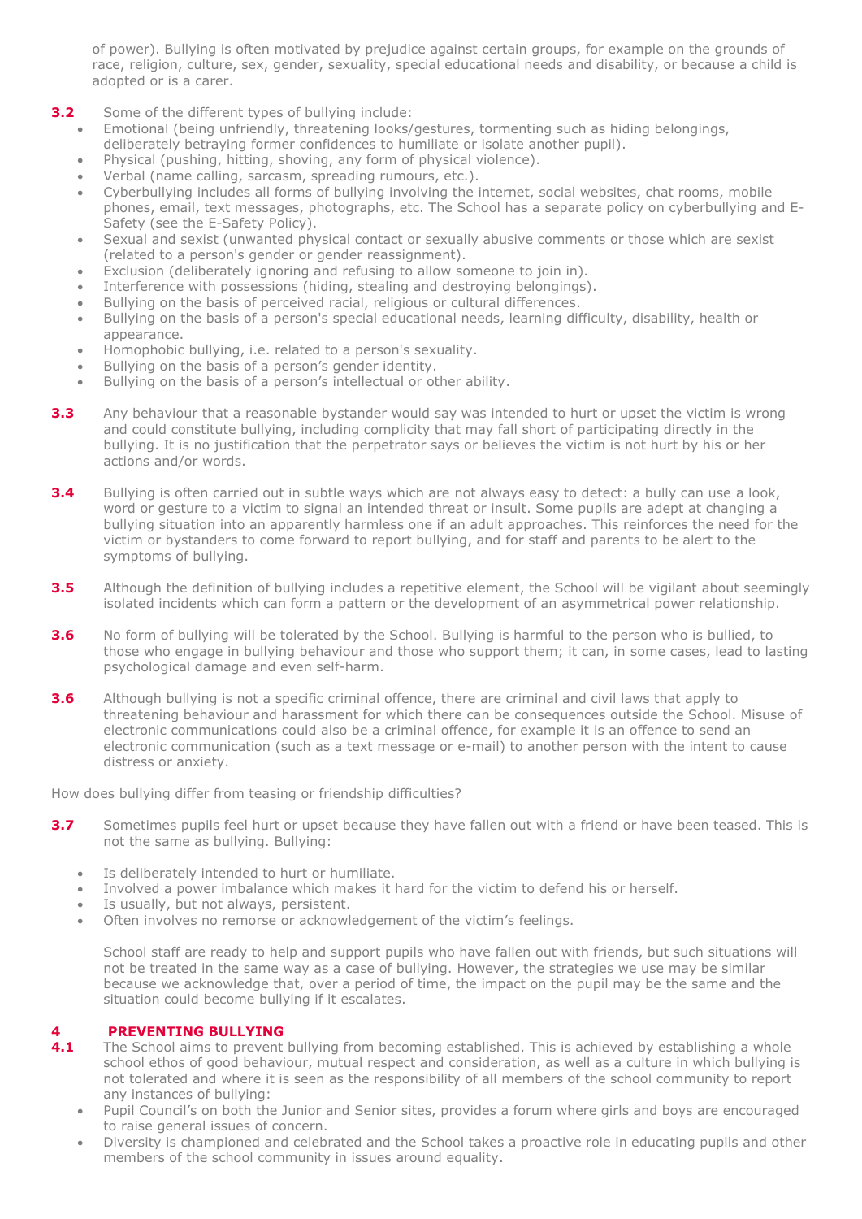of power). Bullying is often motivated by prejudice against certain groups, for example on the grounds of race, religion, culture, sex, gender, sexuality, special educational needs and disability, or because a child is adopted or is a carer.

**3.2** Some of the different types of bullying include:

- Emotional (being unfriendly, threatening looks/gestures, tormenting such as hiding belongings, deliberately betraying former confidences to humiliate or isolate another pupil).
- Physical (pushing, hitting, shoving, any form of physical violence).
- Verbal (name calling, sarcasm, spreading rumours, etc.).
- Cyberbullying includes all forms of bullying involving the internet, social websites, chat rooms, mobile phones, email, text messages, photographs, etc. The School has a separate policy on cyberbullying and E-Safety (see the E-Safety Policy).
- Sexual and sexist (unwanted physical contact or sexually abusive comments or those which are sexist (related to a person's gender or gender reassignment).
- Exclusion (deliberately ignoring and refusing to allow someone to join in).
- Interference with possessions (hiding, stealing and destroying belongings).
- Bullying on the basis of perceived racial, religious or cultural differences.
- Bullying on the basis of a person's special educational needs, learning difficulty, disability, health or appearance.
- Homophobic bullying, i.e. related to a person's sexuality.
- Bullying on the basis of a person's gender identity.
- Bullying on the basis of a person's intellectual or other ability.

**3.3** Any behaviour that a reasonable bystander would say was intended to hurt or upset the victim is wrong and could constitute bullying, including complicity that may fall short of participating directly in the bullying. It is no justification that the perpetrator says or believes the victim is not hurt by his or her actions and/or words.

**3.4** Bullying is often carried out in subtle ways which are not always easy to detect: a bully can use a look, word or gesture to a victim to signal an intended threat or insult. Some pupils are adept at changing a bullying situation into an apparently harmless one if an adult approaches. This reinforces the need for the victim or bystanders to come forward to report bullying, and for staff and parents to be alert to the symptoms of bullying.

**3.5** Although the definition of bullying includes a repetitive element, the School will be vigilant about seemingly isolated incidents which can form a pattern or the development of an asymmetrical power relationship.

**3.6** No form of bullying will be tolerated by the School. Bullying is harmful to the person who is bullied, to those who engage in bullying behaviour and those who support them; it can, in some cases, lead to lasting psychological damage and even self-harm.

**3.6** Although bullying is not a specific criminal offence, there are criminal and civil laws that apply to threatening behaviour and harassment for which there can be consequences outside the School. Misuse of electronic communications could also be a criminal offence, for example it is an offence to send an electronic communication (such as a text message or e-mail) to another person with the intent to cause distress or anxiety.

How does bullying differ from teasing or friendship difficulties?

**3.7** Sometimes pupils feel hurt or upset because they have fallen out with a friend or have been teased. This is not the same as bullying. Bullying:

- Is deliberately intended to hurt or humiliate.
- Involved a power imbalance which makes it hard for the victim to defend his or herself.
- Is usually, but not always, persistent.
- Often involves no remorse or acknowledgement of the victim's feelings.

School staff are ready to help and support pupils who have fallen out with friends, but such situations will not be treated in the same way as a case of bullying. However, the strategies we use may be similar because we acknowledge that, over a period of time, the impact on the pupil may be the same and the situation could become bullying if it escalates.

## 4 PREVENTING BULLYING

**4.1** The School aims to prevent bullying from becoming established. This is achieved by establishing a whole school ethos of good behaviour, mutual respect and consideration, as well as a culture in which bullying is not tolerated and where it is seen as the responsibility of all members of the school community to report any instances of bullying:

- Pupil Council's on both the Junior and Senior sites, provides a forum where girls and boys are encouraged to raise general issues of concern.
- Diversity is championed and celebrated and the School takes a proactive role in educating pupils and other members of the school community in issues around equality.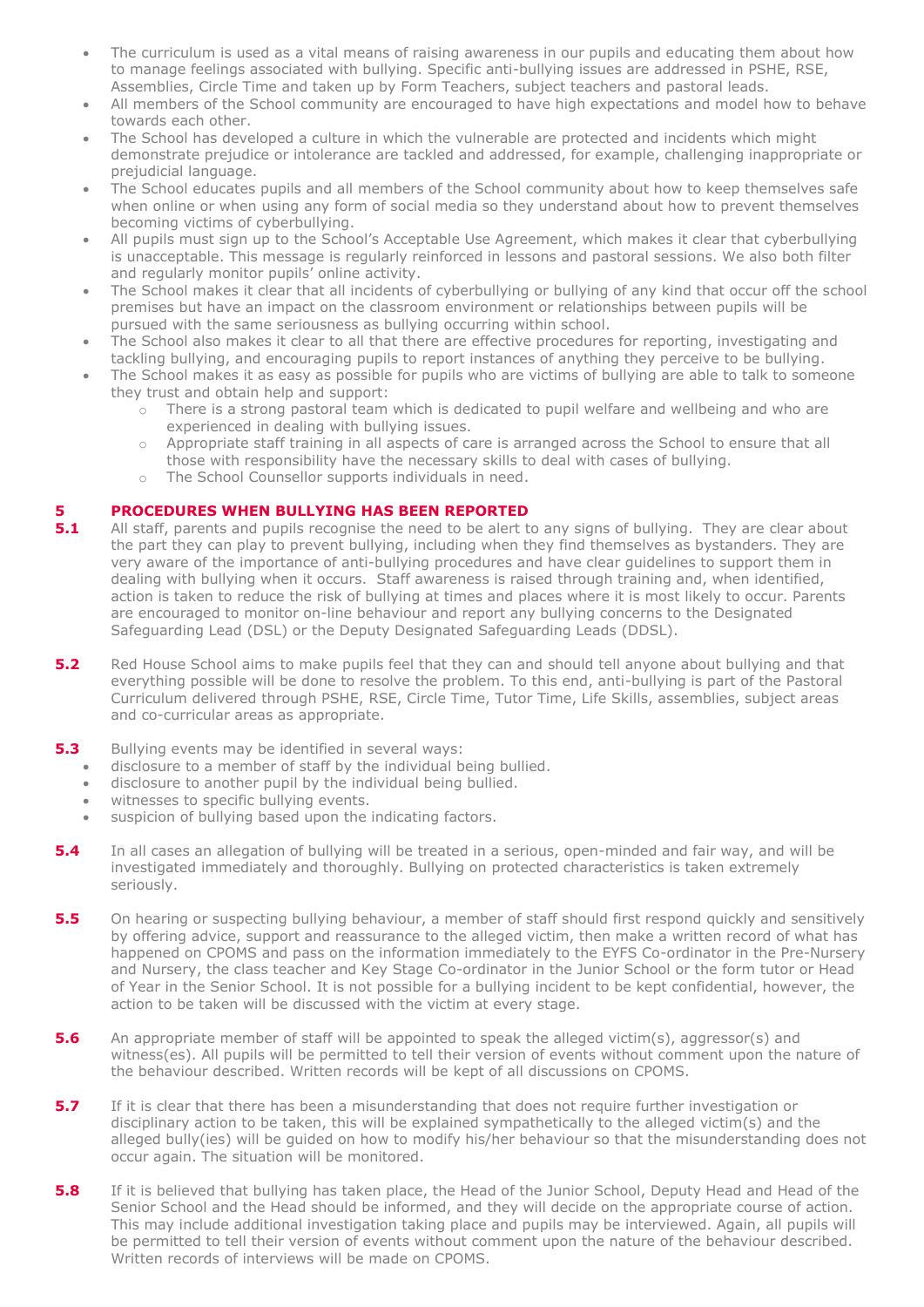- The curriculum is used as a vital means of raising awareness in our pupils and educating them about how to manage feelings associated with bullying. Specific anti-bullying issues are addressed in PSHE, RSE, Assemblies, Circle Time and taken up by Form Teachers, subject teachers and pastoral leads.
- All members of the School community are encouraged to have high expectations and model how to behave towards each other.
- The School has developed a culture in which the vulnerable are protected and incidents which might demonstrate prejudice or intolerance are tackled and addressed, for example, challenging inappropriate or prejudicial language.
- The School educates pupils and all members of the School community about how to keep themselves safe when online or when using any form of social media so they understand about how to prevent themselves becoming victims of cyberbullying.
- All pupils must sign up to the School's Acceptable Use Agreement, which makes it clear that cyberbullying is unacceptable. This message is regularly reinforced in lessons and pastoral sessions. We also both filter and regularly monitor pupils' online activity.
- The School makes it clear that all incidents of cyberbullying or bullying of any kind that occur off the school premises but have an impact on the classroom environment or relationships between pupils will be pursued with the same seriousness as bullying occurring within school.
- The School also makes it clear to all that there are effective procedures for reporting, investigating and tackling bullying, and encouraging pupils to report instances of anything they perceive to be bullying.
- The School makes it as easy as possible for pupils who are victims of bullying are able to talk to someone they trust and obtain help and support:
  - There is a strong pastoral team which is dedicated to pupil welfare and wellbeing and who are experienced in dealing with bullying issues.
  - Appropriate staff training in all aspects of care is arranged across the School to ensure that all those with responsibility have the necessary skills to deal with cases of bullying.
  - The School Counsellor supports individuals in need.

## 5 PROCEDURES WHEN BULLYING HAS BEEN REPORTED

**5.1** All staff, parents and pupils recognise the need to be alert to any signs of bullying. They are clear about the part they can play to prevent bullying, including when they find themselves as bystanders. They are very aware of the importance of anti-bullying procedures and have clear guidelines to support them in dealing with bullying when it occurs. Staff awareness is raised through training and, when identified, action is taken to reduce the risk of bullying at times and places where it is most likely to occur. Parents are encouraged to monitor on-line behaviour and report any bullying concerns to the Designated Safeguarding Lead (DSL) or the Deputy Designated Safeguarding Leads (DDSL).

**5.2** Red House School aims to make pupils feel that they can and should tell anyone about bullying and that everything possible will be done to resolve the problem. To this end, anti-bullying is part of the Pastoral Curriculum delivered through PSHE, RSE, Circle Time, Tutor Time, Life Skills, assemblies, subject areas and co-curricular areas as appropriate.

**5.3** Bullying events may be identified in several ways:

- disclosure to a member of staff by the individual being bullied.
- disclosure to another pupil by the individual being bullied.
- witnesses to specific bullying events.
- suspicion of bullying based upon the indicating factors.

**5.4** In all cases an allegation of bullying will be treated in a serious, open-minded and fair way, and will be investigated immediately and thoroughly. Bullying on protected characteristics is taken extremely seriously.

**5.5** On hearing or suspecting bullying behaviour, a member of staff should first respond quickly and sensitively by offering advice, support and reassurance to the alleged victim, then make a written record of what has happened on CPOMS and pass on the information immediately to the EYFS Co-ordinator in the Pre-Nursery and Nursery, the class teacher and Key Stage Co-ordinator in the Junior School or the form tutor or Head of Year in the Senior School. It is not possible for a bullying incident to be kept confidential, however, the action to be taken will be discussed with the victim at every stage.

**5.6** An appropriate member of staff will be appointed to speak the alleged victim(s), aggressor(s) and witness(es). All pupils will be permitted to tell their version of events without comment upon the nature of the behaviour described. Written records will be kept of all discussions on CPOMS.

**5.7** If it is clear that there has been a misunderstanding that does not require further investigation or disciplinary action to be taken, this will be explained sympathetically to the alleged victim(s) and the alleged bully(ies) will be guided on how to modify his/her behaviour so that the misunderstanding does not occur again. The situation will be monitored.

**5.8** If it is believed that bullying has taken place, the Head of the Junior School, Deputy Head and Head of the Senior School and the Head should be informed, and they will decide on the appropriate course of action. This may include additional investigation taking place and pupils may be interviewed. Again, all pupils will be permitted to tell their version of events without comment upon the nature of the behaviour described. Written records of interviews will be made on CPOMS.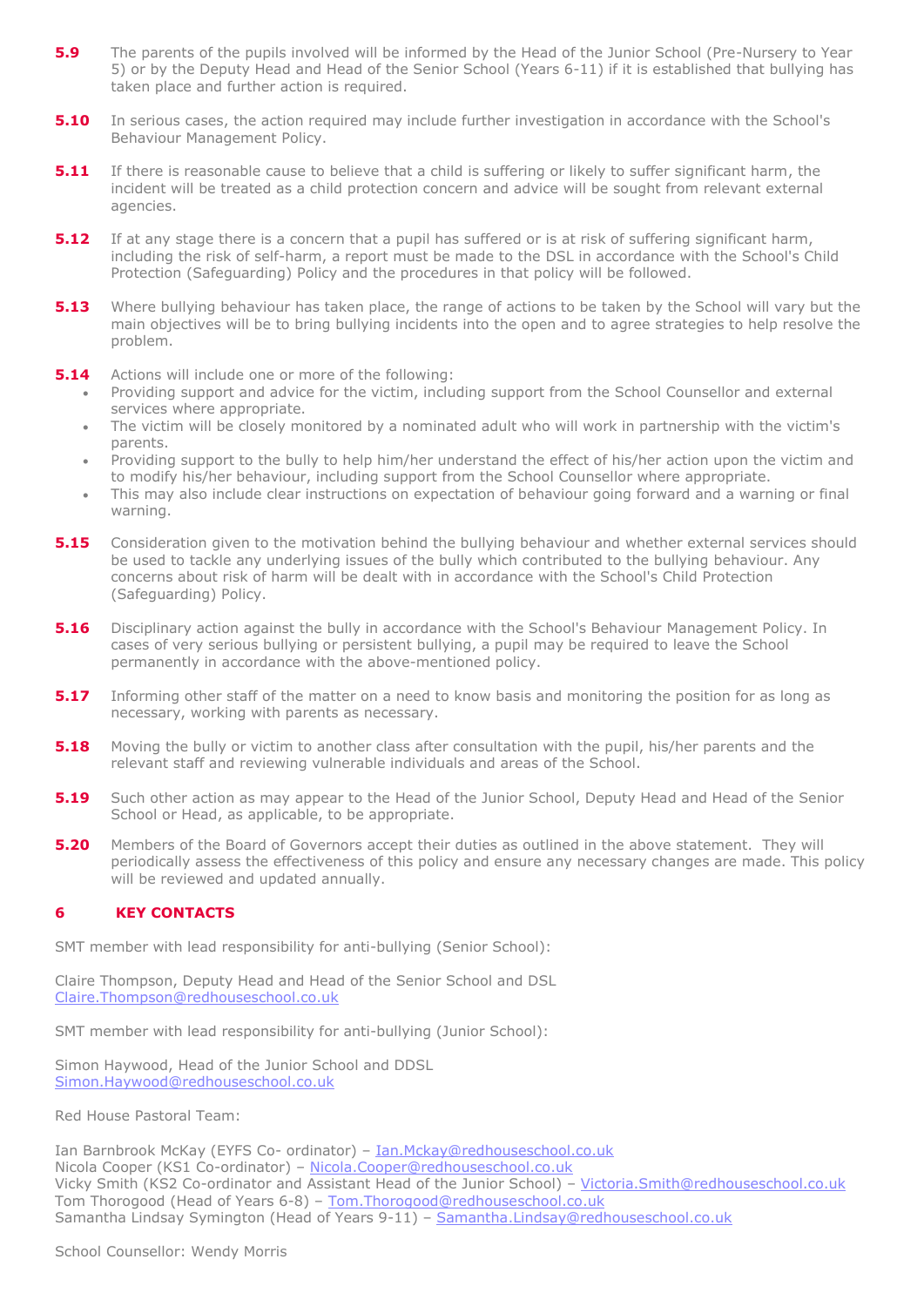**5.9** The parents of the pupils involved will be informed by the Head of the Junior School (Pre-Nursery to Year 5) or by the Deputy Head and Head of the Senior School (Years 6-11) if it is established that bullying has taken place and further action is required.

**5.10** In serious cases, the action required may include further investigation in accordance with the School's Behaviour Management Policy.

**5.11** If there is reasonable cause to believe that a child is suffering or likely to suffer significant harm, the incident will be treated as a child protection concern and advice will be sought from relevant external agencies.

**5.12** If at any stage there is a concern that a pupil has suffered or is at risk of suffering significant harm, including the risk of self-harm, a report must be made to the DSL in accordance with the School's Child Protection (Safeguarding) Policy and the procedures in that policy will be followed.

**5.13** Where bullying behaviour has taken place, the range of actions to be taken by the School will vary but the main objectives will be to bring bullying incidents into the open and to agree strategies to help resolve the problem.

**5.14** Actions will include one or more of the following:

- Providing support and advice for the victim, including support from the School Counsellor and external services where appropriate.
- The victim will be closely monitored by a nominated adult who will work in partnership with the victim's parents.
- Providing support to the bully to help him/her understand the effect of his/her action upon the victim and to modify his/her behaviour, including support from the School Counsellor where appropriate.
- This may also include clear instructions on expectation of behaviour going forward and a warning or final warning.

**5.15** Consideration given to the motivation behind the bullying behaviour and whether external services should be used to tackle any underlying issues of the bully which contributed to the bullying behaviour. Any concerns about risk of harm will be dealt with in accordance with the School's Child Protection (Safeguarding) Policy.

**5.16** Disciplinary action against the bully in accordance with the School's Behaviour Management Policy. In cases of very serious bullying or persistent bullying, a pupil may be required to leave the School permanently in accordance with the above-mentioned policy.

**5.17** Informing other staff of the matter on a need to know basis and monitoring the position for as long as necessary, working with parents as necessary.

**5.18** Moving the bully or victim to another class after consultation with the pupil, his/her parents and the relevant staff and reviewing vulnerable individuals and areas of the School.

**5.19** Such other action as may appear to the Head of the Junior School, Deputy Head and Head of the Senior School or Head, as applicable, to be appropriate.

**5.20** Members of the Board of Governors accept their duties as outlined in the above statement. They will periodically assess the effectiveness of this policy and ensure any necessary changes are made. This policy will be reviewed and updated annually.

## 6 KEY CONTACTS

SMT member with lead responsibility for anti-bullying (Senior School):

Claire Thompson, Deputy Head and Head of the Senior School and DSL
Claire.Thompson@redhouseschool.co.uk

SMT member with lead responsibility for anti-bullying (Junior School):

Simon Haywood, Head of the Junior School and DDSL
Simon.Haywood@redhouseschool.co.uk

Red House Pastoral Team:

Ian Barnbrook McKay (EYFS Co- ordinator) – Ian.Mckay@redhouseschool.co.uk
Nicola Cooper (KS1 Co-ordinator) – Nicola.Cooper@redhouseschool.co.uk
Vicky Smith (KS2 Co-ordinator and Assistant Head of the Junior School) – Victoria.Smith@redhouseschool.co.uk
Tom Thorogood (Head of Years 6-8) – Tom.Thorogood@redhouseschool.co.uk
Samantha Lindsay Symington (Head of Years 9-11) – Samantha.Lindsay@redhouseschool.co.uk

School Counsellor: Wendy Morris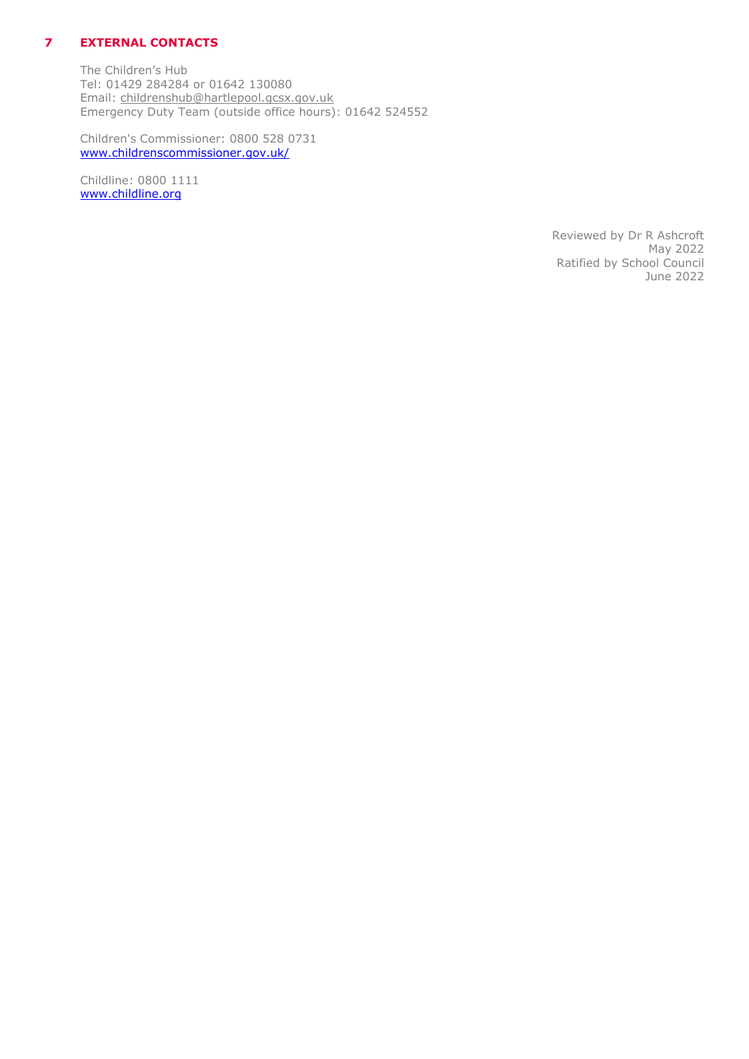## 7 EXTERNAL CONTACTS

The Children's Hub
Tel: 01429 284284 or 01642 130080
Email: childrenshub@hartlepool.gcsx.gov.uk
Emergency Duty Team (outside office hours): 01642 524552

Children's Commissioner: 0800 528 0731
www.childrenscommissioner.gov.uk/

Childline: 0800 1111
www.childline.org

Reviewed by Dr R Ashcroft
May 2022
Ratified by School Council
June 2022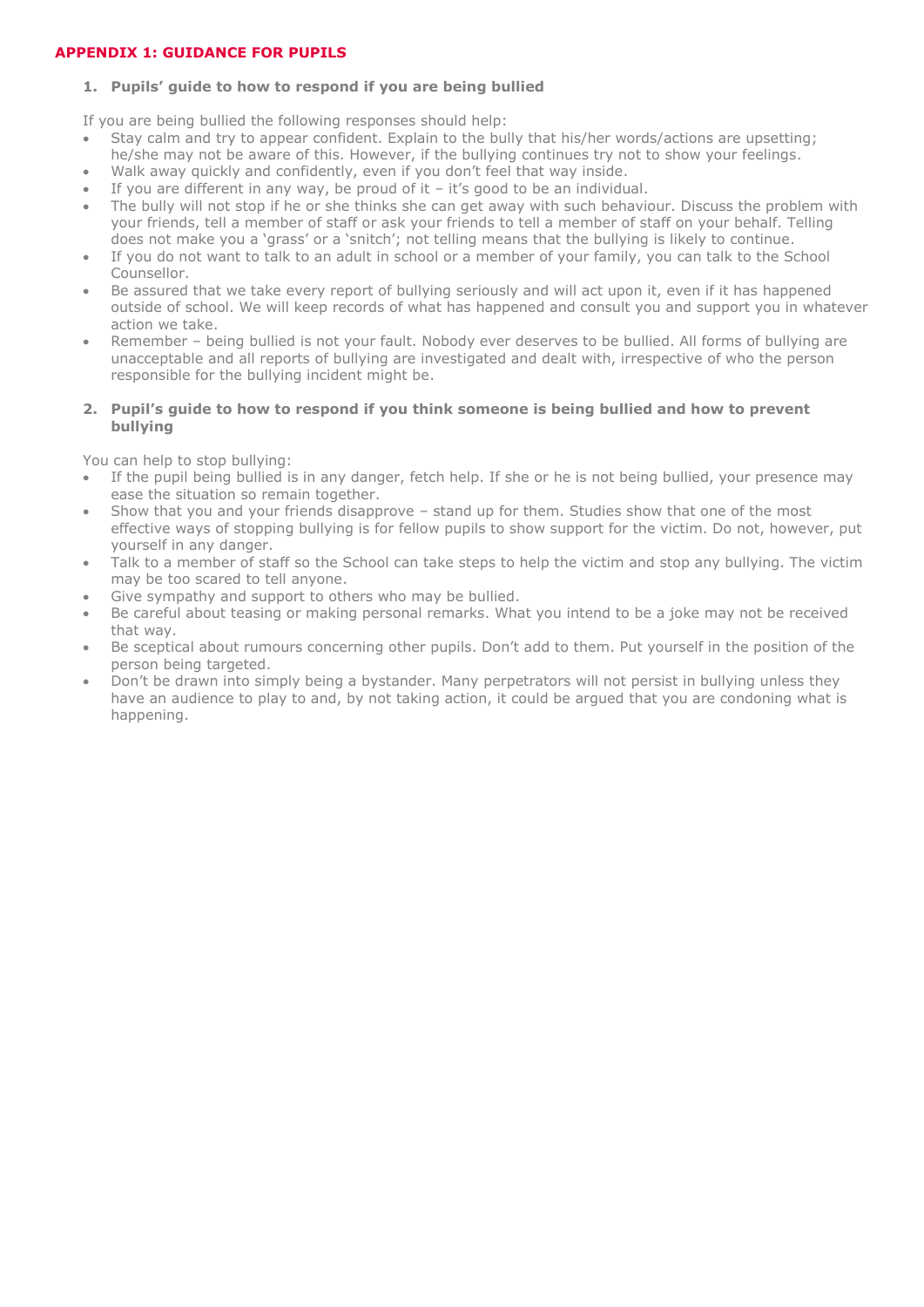## APPENDIX 1: GUIDANCE FOR PUPILS

### 1. Pupils' guide to how to respond if you are being bullied

If you are being bullied the following responses should help:

- Stay calm and try to appear confident. Explain to the bully that his/her words/actions are upsetting; he/she may not be aware of this. However, if the bullying continues try not to show your feelings.
- Walk away quickly and confidently, even if you don't feel that way inside.
- If you are different in any way, be proud of it – it's good to be an individual.
- The bully will not stop if he or she thinks she can get away with such behaviour. Discuss the problem with your friends, tell a member of staff or ask your friends to tell a member of staff on your behalf. Telling does not make you a 'grass' or a 'snitch'; not telling means that the bullying is likely to continue.
- If you do not want to talk to an adult in school or a member of your family, you can talk to the School Counsellor.
- Be assured that we take every report of bullying seriously and will act upon it, even if it has happened outside of school. We will keep records of what has happened and consult you and support you in whatever action we take.
- Remember – being bullied is not your fault. Nobody ever deserves to be bullied. All forms of bullying are unacceptable and all reports of bullying are investigated and dealt with, irrespective of who the person responsible for the bullying incident might be.

### 2. Pupil's guide to how to respond if you think someone is being bullied and how to prevent bullying

You can help to stop bullying:

- If the pupil being bullied is in any danger, fetch help. If she or he is not being bullied, your presence may ease the situation so remain together.
- Show that you and your friends disapprove – stand up for them. Studies show that one of the most effective ways of stopping bullying is for fellow pupils to show support for the victim. Do not, however, put yourself in any danger.
- Talk to a member of staff so the School can take steps to help the victim and stop any bullying. The victim may be too scared to tell anyone.
- Give sympathy and support to others who may be bullied.
- Be careful about teasing or making personal remarks. What you intend to be a joke may not be received that way.
- Be sceptical about rumours concerning other pupils. Don't add to them. Put yourself in the position of the person being targeted.
- Don't be drawn into simply being a bystander. Many perpetrators will not persist in bullying unless they have an audience to play to and, by not taking action, it could be argued that you are condoning what is happening.